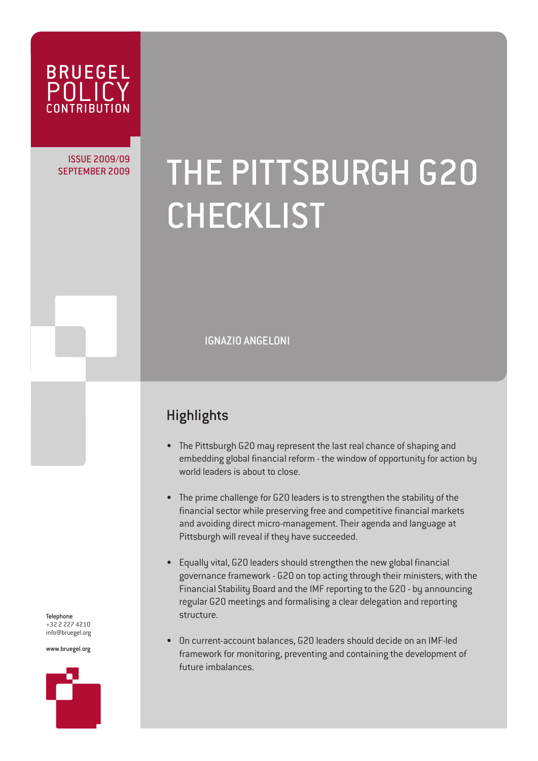BRUEGEL POLICY CONTRIBUTION

ISSUE 2009/09
SEPTEMBER 2009

# THE PITTSBURGH G20 CHECKLIST

IGNAZIO ANGELONI

## Highlights

- The Pittsburgh G20 may represent the last real chance of shaping and embedding global financial reform - the window of opportunity for action by world leaders is about to close.
- The prime challenge for G20 leaders is to strengthen the stability of the financial sector while preserving free and competitive financial markets and avoiding direct micro-management. Their agenda and language at Pittsburgh will reveal if they have succeeded.
- Equally vital, G20 leaders should strengthen the new global financial governance framework - G20 on top acting through their ministers, with the Financial Stability Board and the IMF reporting to the G20 - by announcing regular G20 meetings and formalising a clear delegation and reporting structure.
- On current-account balances, G20 leaders should decide on an IMF-led framework for monitoring, preventing and containing the development of future imbalances.

Telephone
+32 2 227 4210
info@bruegel.org

www.bruegel.org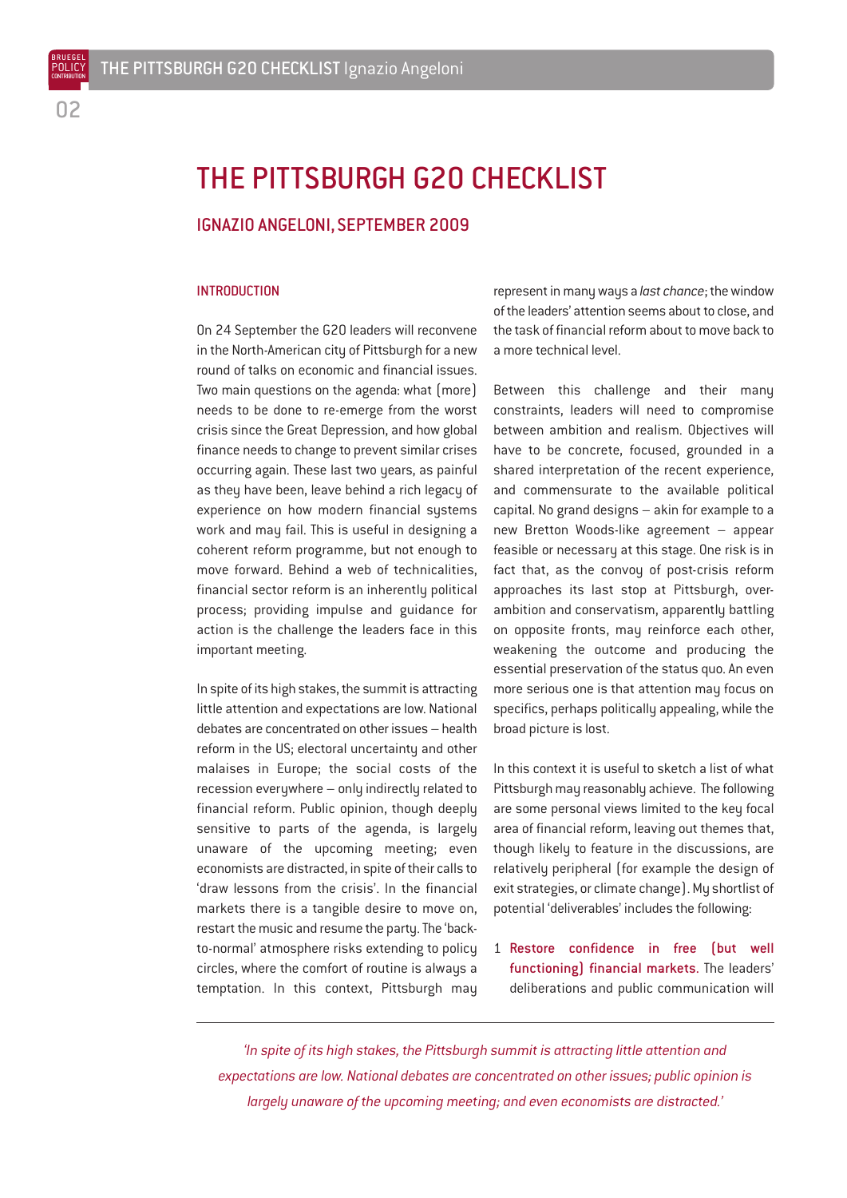# THE PITTSBURGH G20 CHECKLIST

## IGNAZIO ANGELONI, SEPTEMBER 2009

### INTRODUCTION

On 24 September the G20 leaders will reconvene in the North-American city of Pittsburgh for a new round of talks on economic and financial issues. Two main questions on the agenda: what (more) needs to be done to re-emerge from the worst crisis since the Great Depression, and how global finance needs to change to prevent similar crises occurring again. These last two years, as painful as they have been, leave behind a rich legacy of experience on how modern financial systems work and may fail. This is useful in designing a coherent reform programme, but not enough to move forward. Behind a web of technicalities, financial sector reform is an inherently political process; providing impulse and guidance for action is the challenge the leaders face in this important meeting.

In spite of its high stakes, the summit is attracting little attention and expectations are low. National debates are concentrated on other issues – health reform in the US; electoral uncertainty and other malaises in Europe; the social costs of the recession everywhere – only indirectly related to financial reform. Public opinion, though deeply sensitive to parts of the agenda, is largely unaware of the upcoming meeting; even economists are distracted, in spite of their calls to 'draw lessons from the crisis'. In the financial markets there is a tangible desire to move on, restart the music and resume the party. The 'back-to-normal' atmosphere risks extending to policy circles, where the comfort of routine is always a temptation. In this context, Pittsburgh may represent in many ways a *last chance*; the window of the leaders' attention seems about to close, and the task of financial reform about to move back to a more technical level.

Between this challenge and their many constraints, leaders will need to compromise between ambition and realism. Objectives will have to be concrete, focused, grounded in a shared interpretation of the recent experience, and commensurate to the available political capital. No grand designs – akin for example to a new Bretton Woods-like agreement – appear feasible or necessary at this stage. One risk is in fact that, as the convoy of post-crisis reform approaches its last stop at Pittsburgh, over-ambition and conservatism, apparently battling on opposite fronts, may reinforce each other, weakening the outcome and producing the essential preservation of the status quo. An even more serious one is that attention may focus on specifics, perhaps politically appealing, while the broad picture is lost.

In this context it is useful to sketch a list of what Pittsburgh may reasonably achieve. The following are some personal views limited to the key focal area of financial reform, leaving out themes that, though likely to feature in the discussions, are relatively peripheral (for example the design of exit strategies, or climate change). My shortlist of potential 'deliverables' includes the following:

1 **Restore confidence in free (but well functioning) financial markets**. The leaders' deliberations and public communication will

*'In spite of its high stakes, the Pittsburgh summit is attracting little attention and expectations are low. National debates are concentrated on other issues; public opinion is largely unaware of the upcoming meeting; and even economists are distracted.'*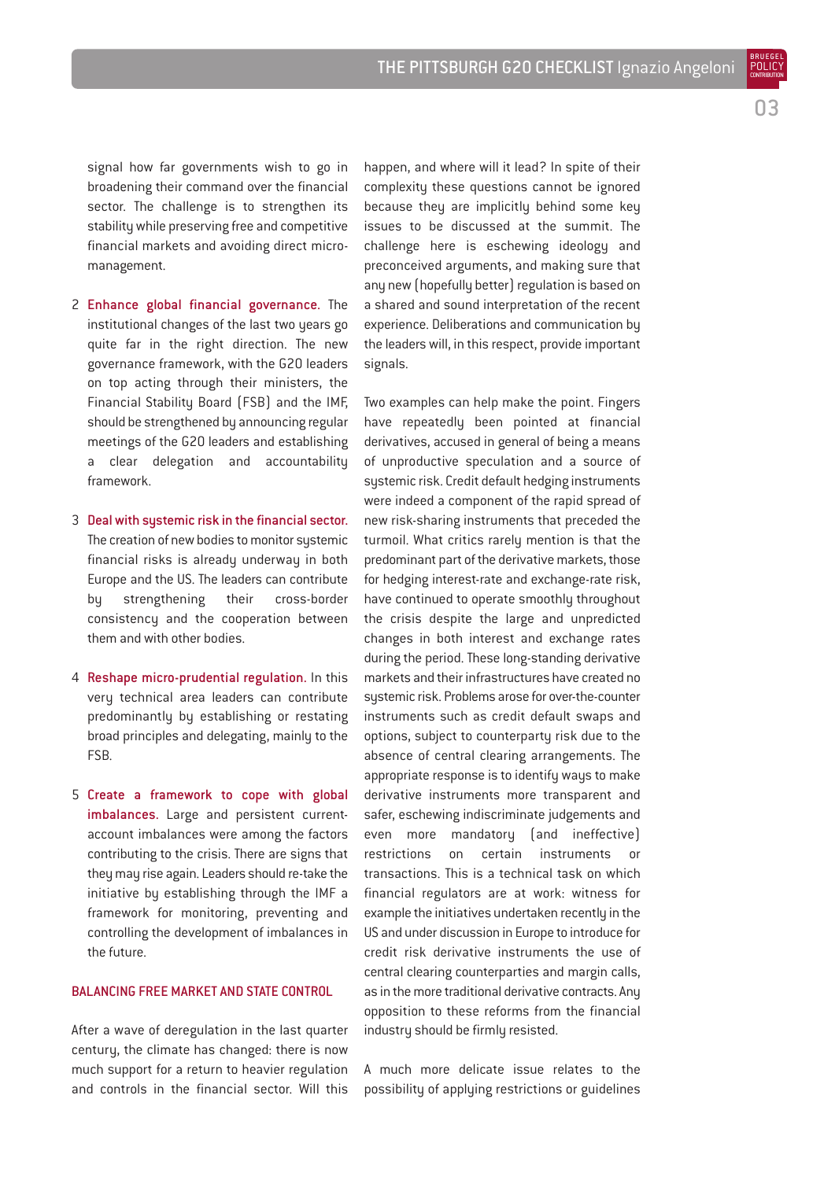signal how far governments wish to go in broadening their command over the financial sector. The challenge is to strengthen its stability while preserving free and competitive financial markets and avoiding direct micro-management.

2. **Enhance global financial governance.** The institutional changes of the last two years go quite far in the right direction. The new governance framework, with the G20 leaders on top acting through their ministers, the Financial Stability Board (FSB) and the IMF, should be strengthened by announcing regular meetings of the G20 leaders and establishing a clear delegation and accountability framework.

3. **Deal with systemic risk in the financial sector.** The creation of new bodies to monitor systemic financial risks is already underway in both Europe and the US. The leaders can contribute by strengthening their cross-border consistency and the cooperation between them and with other bodies.

4. **Reshape micro-prudential regulation.** In this very technical area leaders can contribute predominantly by establishing or restating broad principles and delegating, mainly to the FSB.

5. **Create a framework to cope with global imbalances.** Large and persistent current-account imbalances were among the factors contributing to the crisis. There are signs that they may rise again. Leaders should re-take the initiative by establishing through the IMF a framework for monitoring, preventing and controlling the development of imbalances in the future.

## BALANCING FREE MARKET AND STATE CONTROL

After a wave of deregulation in the last quarter century, the climate has changed: there is now much support for a return to heavier regulation and controls in the financial sector. Will this happen, and where will it lead? In spite of their complexity these questions cannot be ignored because they are implicitly behind some key issues to be discussed at the summit. The challenge here is eschewing ideology and preconceived arguments, and making sure that any new (hopefully better) regulation is based on a shared and sound interpretation of the recent experience. Deliberations and communication by the leaders will, in this respect, provide important signals.

Two examples can help make the point. Fingers have repeatedly been pointed at financial derivatives, accused in general of being a means of unproductive speculation and a source of systemic risk. Credit default hedging instruments were indeed a component of the rapid spread of new risk-sharing instruments that preceded the turmoil. What critics rarely mention is that the predominant part of the derivative markets, those for hedging interest-rate and exchange-rate risk, have continued to operate smoothly throughout the crisis despite the large and unpredicted changes in both interest and exchange rates during the period. These long-standing derivative markets and their infrastructures have created no systemic risk. Problems arose for over-the-counter instruments such as credit default swaps and options, subject to counterparty risk due to the absence of central clearing arrangements. The appropriate response is to identify ways to make derivative instruments more transparent and safer, eschewing indiscriminate judgements and even more mandatory (and ineffective) restrictions on certain instruments or transactions. This is a technical task on which financial regulators are at work: witness for example the initiatives undertaken recently in the US and under discussion in Europe to introduce for credit risk derivative instruments the use of central clearing counterparties and margin calls, as in the more traditional derivative contracts. Any opposition to these reforms from the financial industry should be firmly resisted.

A much more delicate issue relates to the possibility of applying restrictions or guidelines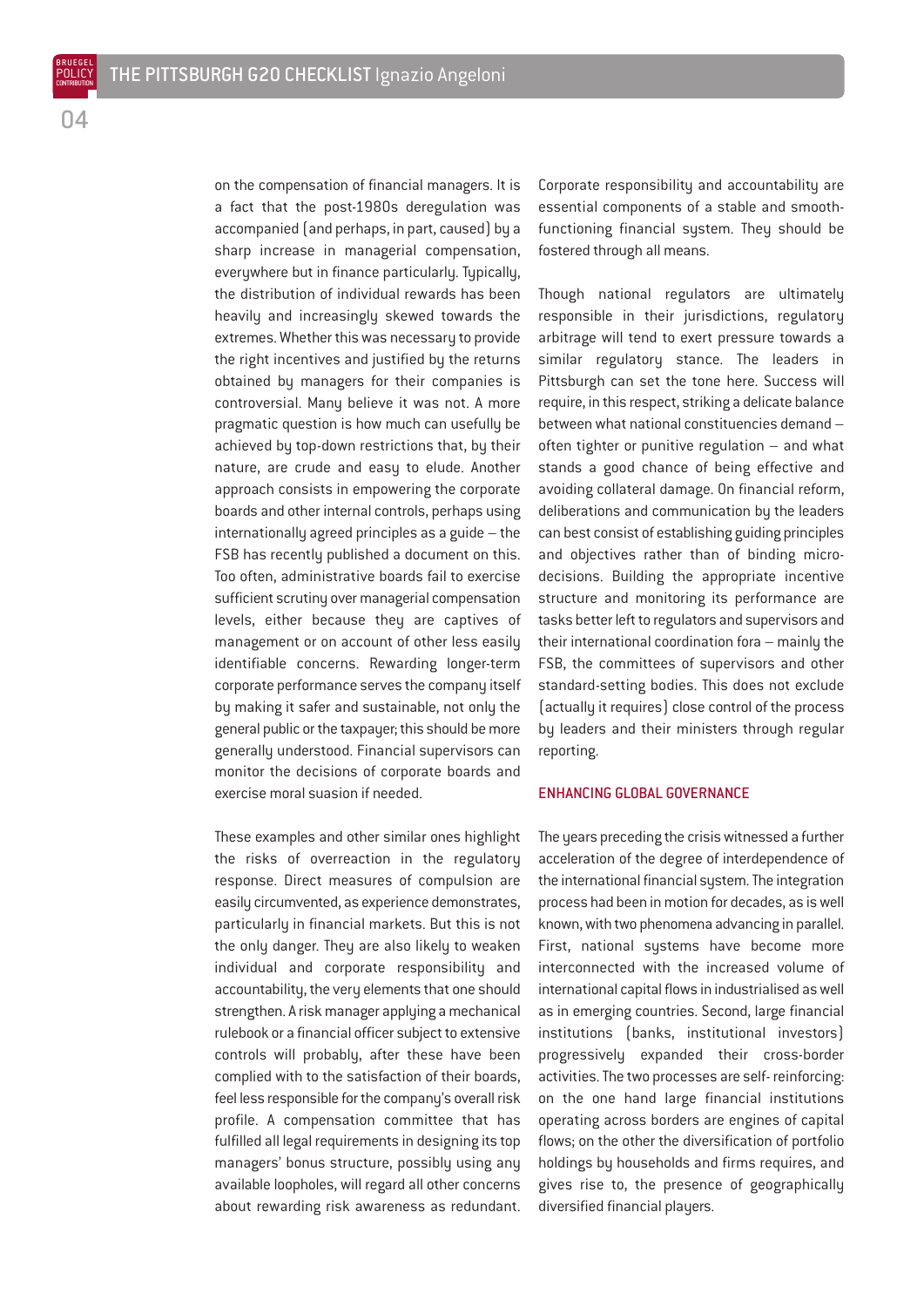on the compensation of financial managers. It is a fact that the post-1980s deregulation was accompanied (and perhaps, in part, caused) by a sharp increase in managerial compensation, everywhere but in finance particularly. Typically, the distribution of individual rewards has been heavily and increasingly skewed towards the extremes. Whether this was necessary to provide the right incentives and justified by the returns obtained by managers for their companies is controversial. Many believe it was not. A more pragmatic question is how much can usefully be achieved by top-down restrictions that, by their nature, are crude and easy to elude. Another approach consists in empowering the corporate boards and other internal controls, perhaps using internationally agreed principles as a guide – the FSB has recently published a document on this. Too often, administrative boards fail to exercise sufficient scrutiny over managerial compensation levels, either because they are captives of management or on account of other less easily identifiable concerns. Rewarding longer-term corporate performance serves the company itself by making it safer and sustainable, not only the general public or the taxpayer; this should be more generally understood. Financial supervisors can monitor the decisions of corporate boards and exercise moral suasion if needed.

These examples and other similar ones highlight the risks of overreaction in the regulatory response. Direct measures of compulsion are easily circumvented, as experience demonstrates, particularly in financial markets. But this is not the only danger. They are also likely to weaken individual and corporate responsibility and accountability, the very elements that one should strengthen. A risk manager applying a mechanical rulebook or a financial officer subject to extensive controls will probably, after these have been complied with to the satisfaction of their boards, feel less responsible for the company's overall risk profile. A compensation committee that has fulfilled all legal requirements in designing its top managers' bonus structure, possibly using any available loopholes, will regard all other concerns about rewarding risk awareness as redundant. Corporate responsibility and accountability are essential components of a stable and smooth-functioning financial system. They should be fostered through all means.

Though national regulators are ultimately responsible in their jurisdictions, regulatory arbitrage will tend to exert pressure towards a similar regulatory stance. The leaders in Pittsburgh can set the tone here. Success will require, in this respect, striking a delicate balance between what national constituencies demand – often tighter or punitive regulation – and what stands a good chance of being effective and avoiding collateral damage. On financial reform, deliberations and communication by the leaders can best consist of establishing guiding principles and objectives rather than of binding micro-decisions. Building the appropriate incentive structure and monitoring its performance are tasks better left to regulators and supervisors and their international coordination fora – mainly the FSB, the committees of supervisors and other standard-setting bodies. This does not exclude (actually it requires) close control of the process by leaders and their ministers through regular reporting.

## ENHANCING GLOBAL GOVERNANCE

The years preceding the crisis witnessed a further acceleration of the degree of interdependence of the international financial system. The integration process had been in motion for decades, as is well known, with two phenomena advancing in parallel. First, national systems have become more interconnected with the increased volume of international capital flows in industrialised as well as in emerging countries. Second, large financial institutions (banks, institutional investors) progressively expanded their cross-border activities. The two processes are self-reinforcing: on the one hand large financial institutions operating across borders are engines of capital flows; on the other the diversification of portfolio holdings by households and firms requires, and gives rise to, the presence of geographically diversified financial players.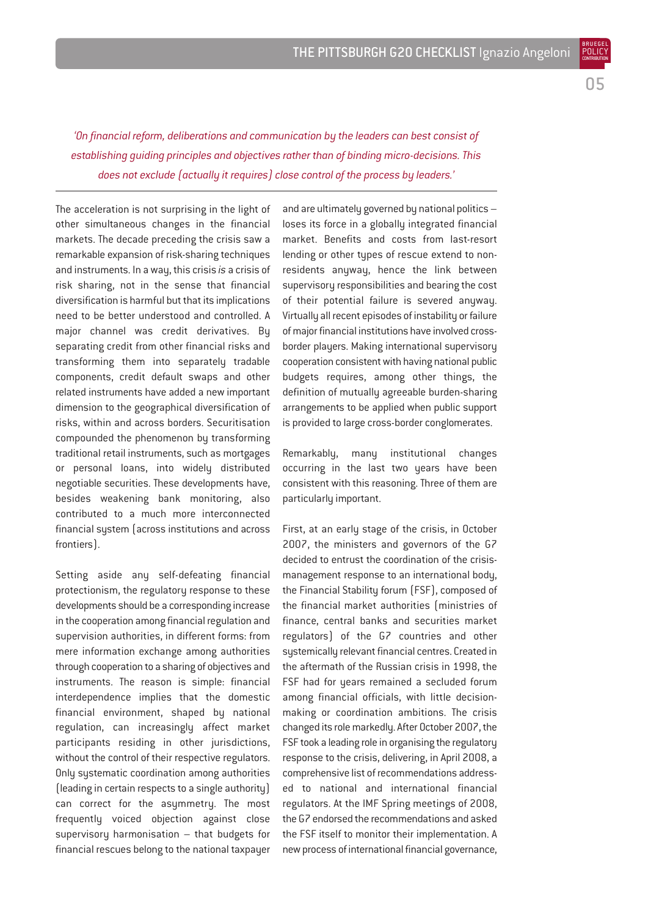*'On financial reform, deliberations and communication by the leaders can best consist of establishing guiding principles and objectives rather than of binding micro-decisions. This does not exclude (actually it requires) close control of the process by leaders.'*

---

The acceleration is not surprising in the light of other simultaneous changes in the financial markets. The decade preceding the crisis saw a remarkable expansion of risk-sharing techniques and instruments. In a way, this crisis *is* a crisis of risk sharing, not in the sense that financial diversification is harmful but that its implications need to be better understood and controlled. A major channel was credit derivatives. By separating credit from other financial risks and transforming them into separately tradable components, credit default swaps and other related instruments have added a new important dimension to the geographical diversification of risks, within and across borders. Securitisation compounded the phenomenon by transforming traditional retail instruments, such as mortgages or personal loans, into widely distributed negotiable securities. These developments have, besides weakening bank monitoring, also contributed to a much more interconnected financial system (across institutions and across frontiers).

Setting aside any self-defeating financial protectionism, the regulatory response to these developments should be a corresponding increase in the cooperation among financial regulation and supervision authorities, in different forms: from mere information exchange among authorities through cooperation to a sharing of objectives and instruments. The reason is simple: financial interdependence implies that the domestic financial environment, shaped by national regulation, can increasingly affect market participants residing in other jurisdictions, without the control of their respective regulators. Only systematic coordination among authorities (leading in certain respects to a single authority) can correct for the asymmetry. The most frequently voiced objection against close supervisory harmonisation – that budgets for financial rescues belong to the national taxpayer and are ultimately governed by national politics – loses its force in a globally integrated financial market. Benefits and costs from last-resort lending or other types of rescue extend to non-residents anyway, hence the link between supervisory responsibilities and bearing the cost of their potential failure is severed anyway. Virtually all recent episodes of instability or failure of major financial institutions have involved cross-border players. Making international supervisory cooperation consistent with having national public budgets requires, among other things, the definition of mutually agreeable burden-sharing arrangements to be applied when public support is provided to large cross-border conglomerates.

Remarkably, many institutional changes occurring in the last two years have been consistent with this reasoning. Three of them are particularly important.

First, at an early stage of the crisis, in October 2007, the ministers and governors of the G7 decided to entrust the coordination of the crisis-management response to an international body, the Financial Stability forum (FSF), composed of the financial market authorities (ministries of finance, central banks and securities market regulators) of the G7 countries and other systemically relevant financial centres. Created in the aftermath of the Russian crisis in 1998, the FSF had for years remained a secluded forum among financial officials, with little decision-making or coordination ambitions. The crisis changed its role markedly. After October 2007, the FSF took a leading role in organising the regulatory response to the crisis, delivering, in April 2008, a comprehensive list of recommendations addressed to national and international financial regulators. At the IMF Spring meetings of 2008, the G7 endorsed the recommendations and asked the FSF itself to monitor their implementation. A new process of international financial governance,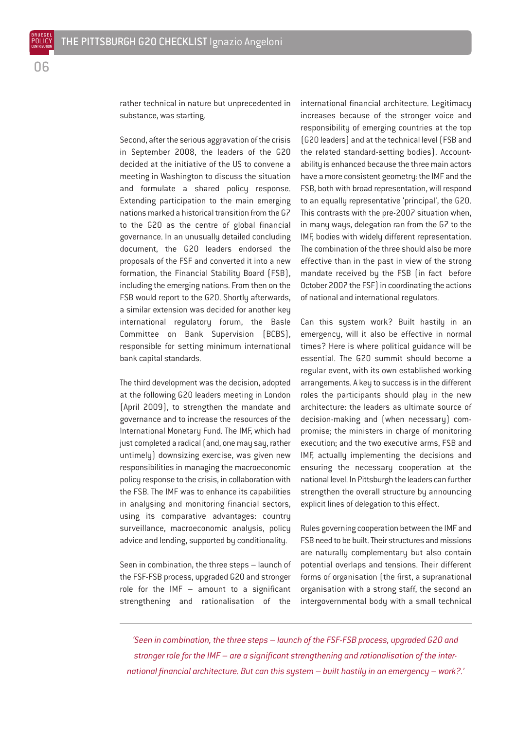rather technical in nature but unprecedented in substance, was starting.

Second, after the serious aggravation of the crisis in September 2008, the leaders of the G20 decided at the initiative of the US to convene a meeting in Washington to discuss the situation and formulate a shared policy response. Extending participation to the main emerging nations marked a historical transition from the G7 to the G20 as the centre of global financial governance. In an unusually detailed concluding document, the G20 leaders endorsed the proposals of the FSF and converted it into a new formation, the Financial Stability Board (FSB), including the emerging nations. From then on the FSB would report to the G20. Shortly afterwards, a similar extension was decided for another key international regulatory forum, the Basle Committee on Bank Supervision (BCBS), responsible for setting minimum international bank capital standards.

The third development was the decision, adopted at the following G20 leaders meeting in London (April 2009), to strengthen the mandate and governance and to increase the resources of the International Monetary Fund. The IMF, which had just completed a radical (and, one may say, rather untimely) downsizing exercise, was given new responsibilities in managing the macroeconomic policy response to the crisis, in collaboration with the FSB. The IMF was to enhance its capabilities in analysing and monitoring financial sectors, using its comparative advantages: country surveillance, macroeconomic analysis, policy advice and lending, supported by conditionality.

Seen in combination, the three steps – launch of the FSF-FSB process, upgraded G20 and stronger role for the IMF – amount to a significant strengthening and rationalisation of the international financial architecture. Legitimacy increases because of the stronger voice and responsibility of emerging countries at the top (G20 leaders) and at the technical level (FSB and the related standard-setting bodies). Accountability is enhanced because the three main actors have a more consistent geometry: the IMF and the FSB, both with broad representation, will respond to an equally representative 'principal', the G20. This contrasts with the pre-2007 situation when, in many ways, delegation ran from the G7 to the IMF, bodies with widely different representation. The combination of the three should also be more effective than in the past in view of the strong mandate received by the FSB (in fact before October 2007 the FSF) in coordinating the actions of national and international regulators.

Can this system work? Built hastily in an emergency, will it also be effective in normal times? Here is where political guidance will be essential. The G20 summit should become a regular event, with its own established working arrangements. A key to success is in the different roles the participants should play in the new architecture: the leaders as ultimate source of decision-making and (when necessary) compromise; the ministers in charge of monitoring execution; and the two executive arms, FSB and IMF, actually implementing the decisions and ensuring the necessary cooperation at the national level. In Pittsburgh the leaders can further strengthen the overall structure by announcing explicit lines of delegation to this effect.

Rules governing cooperation between the IMF and FSB need to be built. Their structures and missions are naturally complementary but also contain potential overlaps and tensions. Their different forms of organisation (the first, a supranational organisation with a strong staff, the second an intergovernmental body with a small technical

*'Seen in combination, the three steps – launch of the FSF-FSB process, upgraded G20 and stronger role for the IMF – are a significant strengthening and rationalisation of the international financial architecture. But can this system – built hastily in an emergency – work?.'*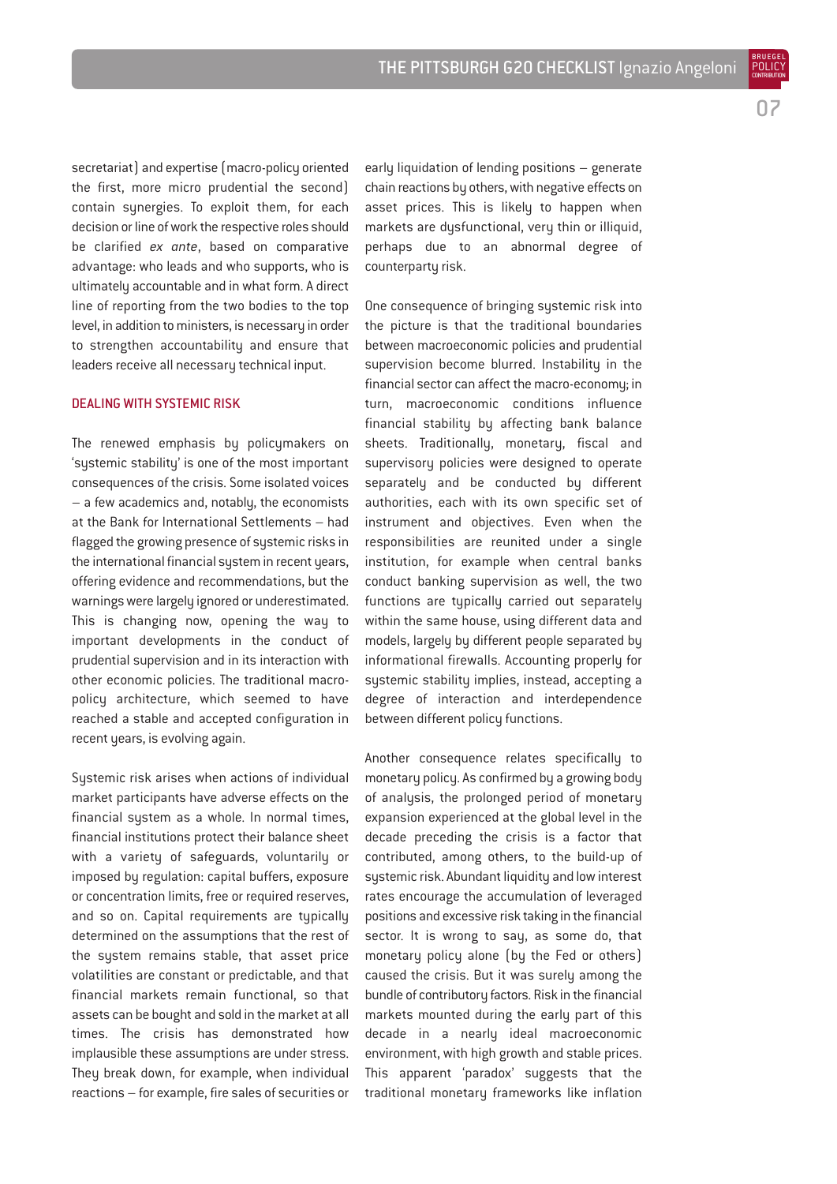secretariat) and expertise (macro-policy oriented the first, more micro prudential the second) contain synergies. To exploit them, for each decision or line of work the respective roles should be clarified *ex ante*, based on comparative advantage: who leads and who supports, who is ultimately accountable and in what form. A direct line of reporting from the two bodies to the top level, in addition to ministers, is necessary in order to strengthen accountability and ensure that leaders receive all necessary technical input.

## DEALING WITH SYSTEMIC RISK

The renewed emphasis by policymakers on 'systemic stability' is one of the most important consequences of the crisis. Some isolated voices – a few academics and, notably, the economists at the Bank for International Settlements – had flagged the growing presence of systemic risks in the international financial system in recent years, offering evidence and recommendations, but the warnings were largely ignored or underestimated. This is changing now, opening the way to important developments in the conduct of prudential supervision and in its interaction with other economic policies. The traditional macro-policy architecture, which seemed to have reached a stable and accepted configuration in recent years, is evolving again.

Systemic risk arises when actions of individual market participants have adverse effects on the financial system as a whole. In normal times, financial institutions protect their balance sheet with a variety of safeguards, voluntarily or imposed by regulation: capital buffers, exposure or concentration limits, free or required reserves, and so on. Capital requirements are typically determined on the assumptions that the rest of the system remains stable, that asset price volatilities are constant or predictable, and that financial markets remain functional, so that assets can be bought and sold in the market at all times. The crisis has demonstrated how implausible these assumptions are under stress. They break down, for example, when individual reactions – for example, fire sales of securities or early liquidation of lending positions – generate chain reactions by others, with negative effects on asset prices. This is likely to happen when markets are dysfunctional, very thin or illiquid, perhaps due to an abnormal degree of counterparty risk.

One consequence of bringing systemic risk into the picture is that the traditional boundaries between macroeconomic policies and prudential supervision become blurred. Instability in the financial sector can affect the macro-economy; in turn, macroeconomic conditions influence financial stability by affecting bank balance sheets. Traditionally, monetary, fiscal and supervisory policies were designed to operate separately and be conducted by different authorities, each with its own specific set of instrument and objectives. Even when the responsibilities are reunited under a single institution, for example when central banks conduct banking supervision as well, the two functions are typically carried out separately within the same house, using different data and models, largely by different people separated by informational firewalls. Accounting properly for systemic stability implies, instead, accepting a degree of interaction and interdependence between different policy functions.

Another consequence relates specifically to monetary policy. As confirmed by a growing body of analysis, the prolonged period of monetary expansion experienced at the global level in the decade preceding the crisis is a factor that contributed, among others, to the build-up of systemic risk. Abundant liquidity and low interest rates encourage the accumulation of leveraged positions and excessive risk taking in the financial sector. It is wrong to say, as some do, that monetary policy alone (by the Fed or others) caused the crisis. But it was surely among the bundle of contributory factors. Risk in the financial markets mounted during the early part of this decade in a nearly ideal macroeconomic environment, with high growth and stable prices. This apparent 'paradox' suggests that the traditional monetary frameworks like inflation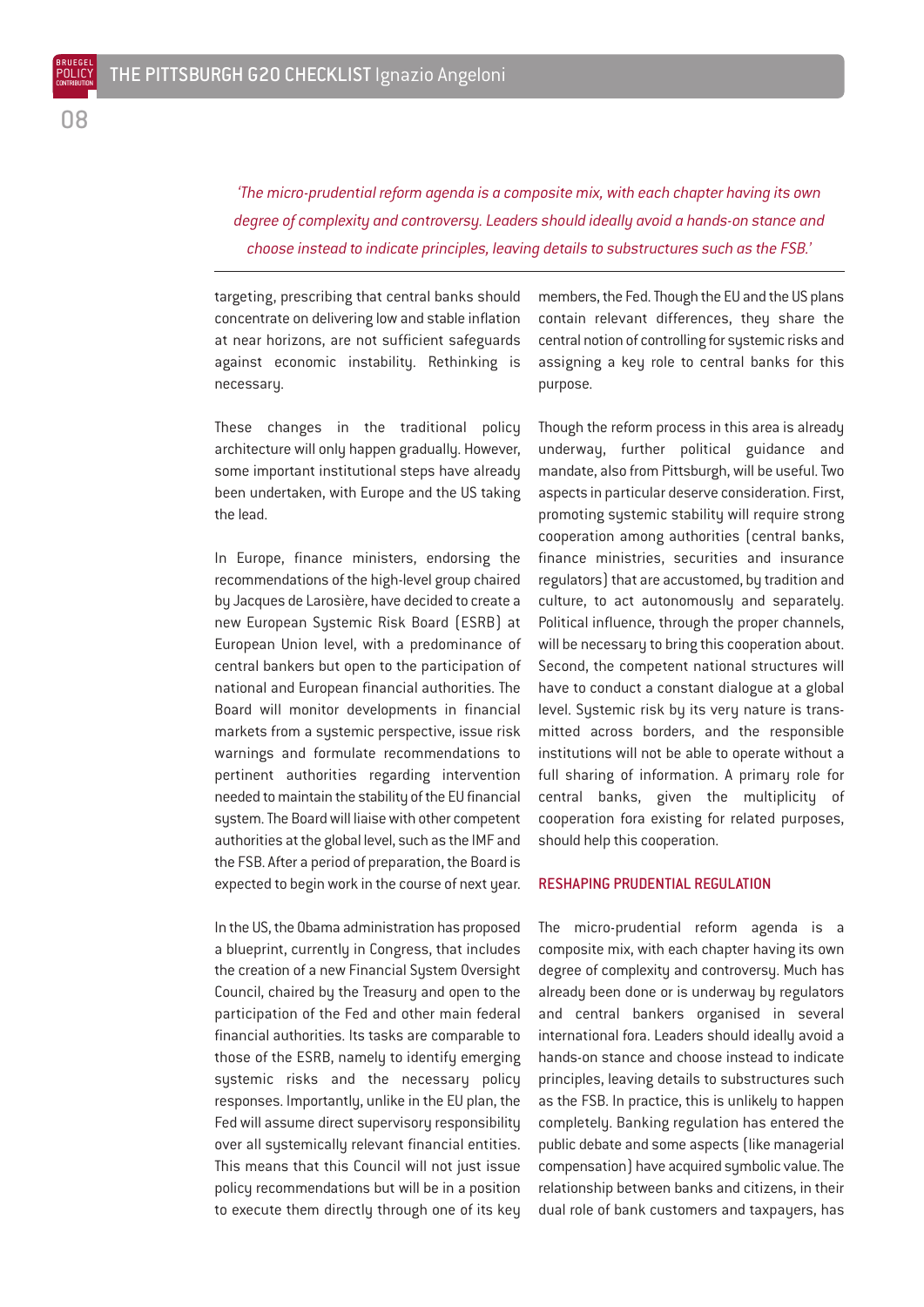*'The micro-prudential reform agenda is a composite mix, with each chapter having its own degree of complexity and controversy. Leaders should ideally avoid a hands-on stance and choose instead to indicate principles, leaving details to substructures such as the FSB.'*

targeting, prescribing that central banks should concentrate on delivering low and stable inflation at near horizons, are not sufficient safeguards against economic instability. Rethinking is necessary.

These changes in the traditional policy architecture will only happen gradually. However, some important institutional steps have already been undertaken, with Europe and the US taking the lead.

In Europe, finance ministers, endorsing the recommendations of the high-level group chaired by Jacques de Larosière, have decided to create a new European Systemic Risk Board (ESRB) at European Union level, with a predominance of central bankers but open to the participation of national and European financial authorities. The Board will monitor developments in financial markets from a systemic perspective, issue risk warnings and formulate recommendations to pertinent authorities regarding intervention needed to maintain the stability of the EU financial system. The Board will liaise with other competent authorities at the global level, such as the IMF and the FSB. After a period of preparation, the Board is expected to begin work in the course of next year.

In the US, the Obama administration has proposed a blueprint, currently in Congress, that includes the creation of a new Financial System Oversight Council, chaired by the Treasury and open to the participation of the Fed and other main federal financial authorities. Its tasks are comparable to those of the ESRB, namely to identify emerging systemic risks and the necessary policy responses. Importantly, unlike in the EU plan, the Fed will assume direct supervisory responsibility over all systemically relevant financial entities. This means that this Council will not just issue policy recommendations but will be in a position to execute them directly through one of its key members, the Fed. Though the EU and the US plans contain relevant differences, they share the central notion of controlling for systemic risks and assigning a key role to central banks for this purpose.

Though the reform process in this area is already underway, further political guidance and mandate, also from Pittsburgh, will be useful. Two aspects in particular deserve consideration. First, promoting systemic stability will require strong cooperation among authorities (central banks, finance ministries, securities and insurance regulators) that are accustomed, by tradition and culture, to act autonomously and separately. Political influence, through the proper channels, will be necessary to bring this cooperation about. Second, the competent national structures will have to conduct a constant dialogue at a global level. Systemic risk by its very nature is transmitted across borders, and the responsible institutions will not be able to operate without a full sharing of information. A primary role for central banks, given the multiplicity of cooperation fora existing for related purposes, should help this cooperation.

## RESHAPING PRUDENTIAL REGULATION

The micro-prudential reform agenda is a composite mix, with each chapter having its own degree of complexity and controversy. Much has already been done or is underway by regulators and central bankers organised in several international fora. Leaders should ideally avoid a hands-on stance and choose instead to indicate principles, leaving details to substructures such as the FSB. In practice, this is unlikely to happen completely. Banking regulation has entered the public debate and some aspects (like managerial compensation) have acquired symbolic value. The relationship between banks and citizens, in their dual role of bank customers and taxpayers, has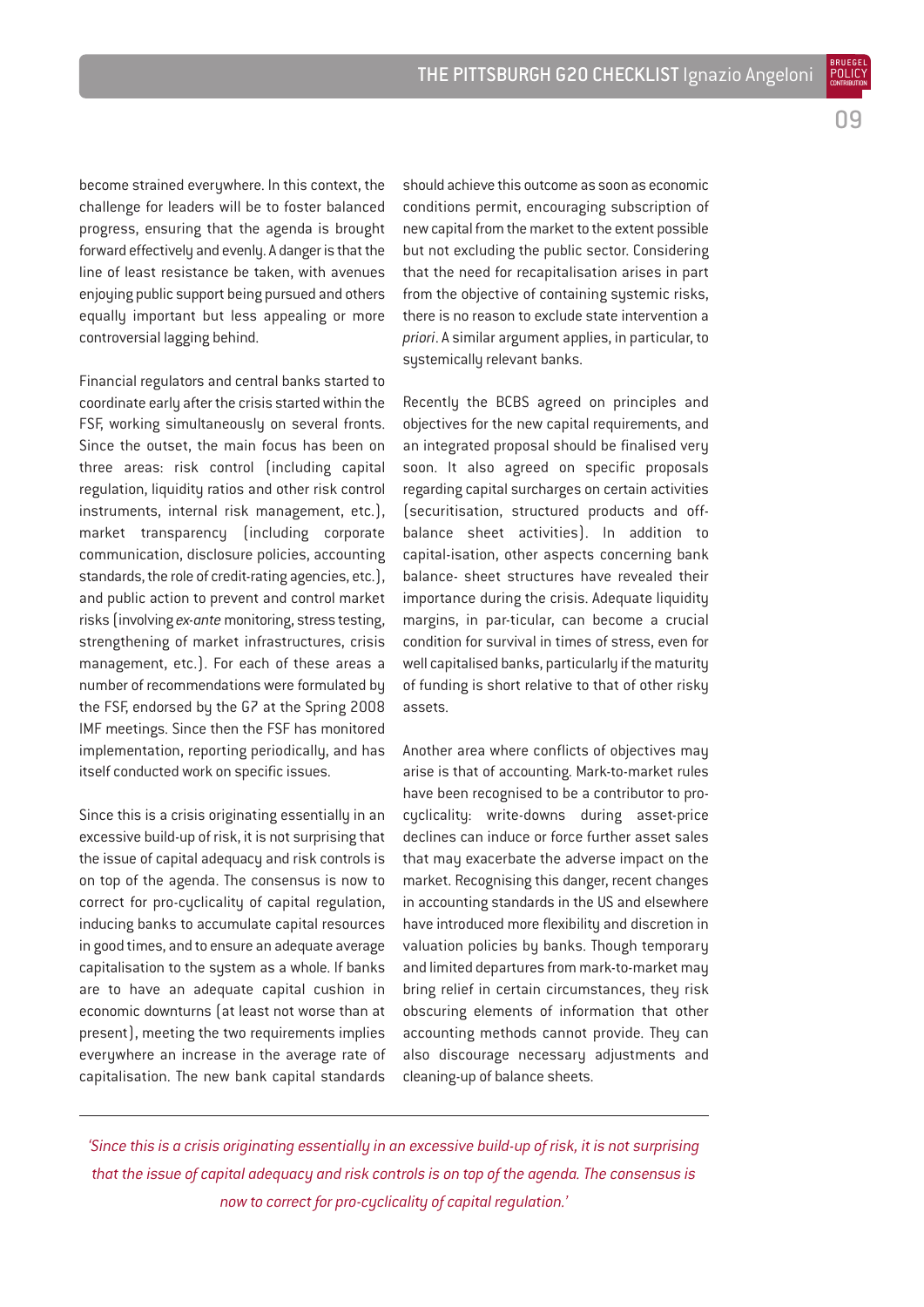become strained everywhere. In this context, the challenge for leaders will be to foster balanced progress, ensuring that the agenda is brought forward effectively and evenly. A danger is that the line of least resistance be taken, with avenues enjoying public support being pursued and others equally important but less appealing or more controversial lagging behind.

Financial regulators and central banks started to coordinate early after the crisis started within the FSF, working simultaneously on several fronts. Since the outset, the main focus has been on three areas: risk control (including capital regulation, liquidity ratios and other risk control instruments, internal risk management, etc.), market transparency (including corporate communication, disclosure policies, accounting standards, the role of credit-rating agencies, etc.), and public action to prevent and control market risks (involving *ex-ante* monitoring, stress testing, strengthening of market infrastructures, crisis management, etc.). For each of these areas a number of recommendations were formulated by the FSF, endorsed by the G7 at the Spring 2008 IMF meetings. Since then the FSF has monitored implementation, reporting periodically, and has itself conducted work on specific issues.

Since this is a crisis originating essentially in an excessive build-up of risk, it is not surprising that the issue of capital adequacy and risk controls is on top of the agenda. The consensus is now to correct for pro-cyclicality of capital regulation, inducing banks to accumulate capital resources in good times, and to ensure an adequate average capitalisation to the system as a whole. If banks are to have an adequate capital cushion in economic downturns (at least not worse than at present), meeting the two requirements implies everywhere an increase in the average rate of capitalisation. The new bank capital standards should achieve this outcome as soon as economic conditions permit, encouraging subscription of new capital from the market to the extent possible but not excluding the public sector. Considering that the need for recapitalisation arises in part from the objective of containing systemic risks, there is no reason to exclude state intervention a *priori*. A similar argument applies, in particular, to systemically relevant banks.

Recently the BCBS agreed on principles and objectives for the new capital requirements, and an integrated proposal should be finalised very soon. It also agreed on specific proposals regarding capital surcharges on certain activities (securitisation, structured products and off-balance sheet activities). In addition to capital-isation, other aspects concerning bank balance- sheet structures have revealed their importance during the crisis. Adequate liquidity margins, in par-ticular, can become a crucial condition for survival in times of stress, even for well capitalised banks, particularly if the maturity of funding is short relative to that of other risky assets.

Another area where conflicts of objectives may arise is that of accounting. Mark-to-market rules have been recognised to be a contributor to pro-cyclicality: write-downs during asset-price declines can induce or force further asset sales that may exacerbate the adverse impact on the market. Recognising this danger, recent changes in accounting standards in the US and elsewhere have introduced more flexibility and discretion in valuation policies by banks. Though temporary and limited departures from mark-to-market may bring relief in certain circumstances, they risk obscuring elements of information that other accounting methods cannot provide. They can also discourage necessary adjustments and cleaning-up of balance sheets.

---

*'Since this is a crisis originating essentially in an excessive build-up of risk, it is not surprising that the issue of capital adequacy and risk controls is on top of the agenda. The consensus is now to correct for pro-cyclicality of capital regulation.'*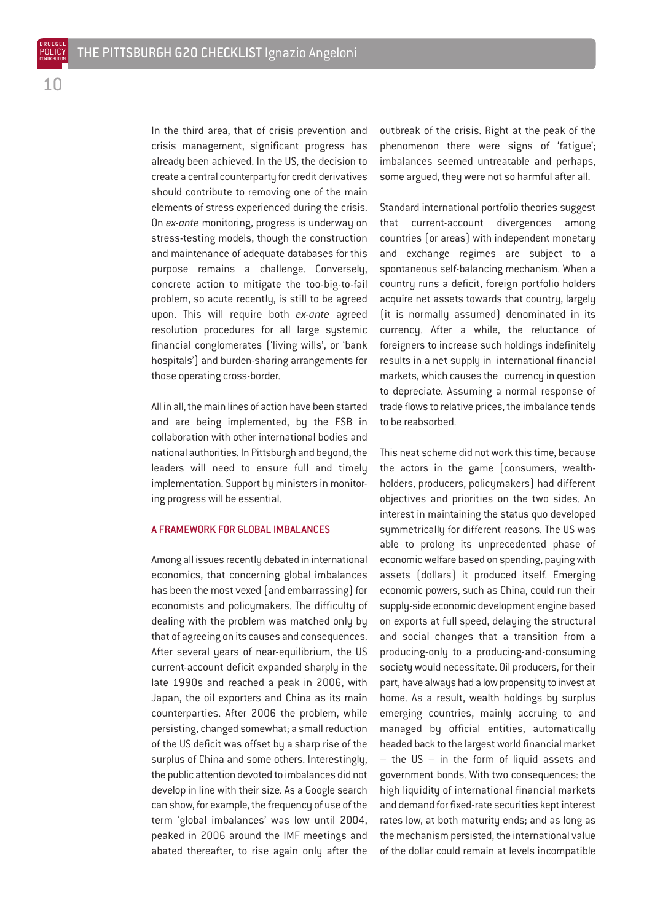In the third area, that of crisis prevention and crisis management, significant progress has already been achieved. In the US, the decision to create a central counterparty for credit derivatives should contribute to removing one of the main elements of stress experienced during the crisis. On *ex-ante* monitoring, progress is underway on stress-testing models, though the construction and maintenance of adequate databases for this purpose remains a challenge. Conversely, concrete action to mitigate the too-big-to-fail problem, so acute recently, is still to be agreed upon. This will require both *ex-ante* agreed resolution procedures for all large systemic financial conglomerates ('living wills', or 'bank hospitals') and burden-sharing arrangements for those operating cross-border.

All in all, the main lines of action have been started and are being implemented, by the FSB in collaboration with other international bodies and national authorities. In Pittsburgh and beyond, the leaders will need to ensure full and timely implementation. Support by ministers in monitoring progress will be essential.

## A FRAMEWORK FOR GLOBAL IMBALANCES

Among all issues recently debated in international economics, that concerning global imbalances has been the most vexed (and embarrassing) for economists and policymakers. The difficulty of dealing with the problem was matched only by that of agreeing on its causes and consequences. After several years of near-equilibrium, the US current-account deficit expanded sharply in the late 1990s and reached a peak in 2006, with Japan, the oil exporters and China as its main counterparties. After 2006 the problem, while persisting, changed somewhat; a small reduction of the US deficit was offset by a sharp rise of the surplus of China and some others. Interestingly, the public attention devoted to imbalances did not develop in line with their size. As a Google search can show, for example, the frequency of use of the term 'global imbalances' was low until 2004, peaked in 2006 around the IMF meetings and abated thereafter, to rise again only after the outbreak of the crisis. Right at the peak of the phenomenon there were signs of 'fatigue'; imbalances seemed untreatable and perhaps, some argued, they were not so harmful after all.

Standard international portfolio theories suggest that current-account divergences among countries (or areas) with independent monetary and exchange regimes are subject to a spontaneous self-balancing mechanism. When a country runs a deficit, foreign portfolio holders acquire net assets towards that country, largely (it is normally assumed) denominated in its currency. After a while, the reluctance of foreigners to increase such holdings indefinitely results in a net supply in international financial markets, which causes the currency in question to depreciate. Assuming a normal response of trade flows to relative prices, the imbalance tends to be reabsorbed.

This neat scheme did not work this time, because the actors in the game (consumers, wealth-holders, producers, policymakers) had different objectives and priorities on the two sides. An interest in maintaining the status quo developed symmetrically for different reasons. The US was able to prolong its unprecedented phase of economic welfare based on spending, paying with assets (dollars) it produced itself. Emerging economic powers, such as China, could run their supply-side economic development engine based on exports at full speed, delaying the structural and social changes that a transition from a producing-only to a producing-and-consuming society would necessitate. Oil producers, for their part, have always had a low propensity to invest at home. As a result, wealth holdings by surplus emerging countries, mainly accruing to and managed by official entities, automatically headed back to the largest world financial market – the US – in the form of liquid assets and government bonds. With two consequences: the high liquidity of international financial markets and demand for fixed-rate securities kept interest rates low, at both maturity ends; and as long as the mechanism persisted, the international value of the dollar could remain at levels incompatible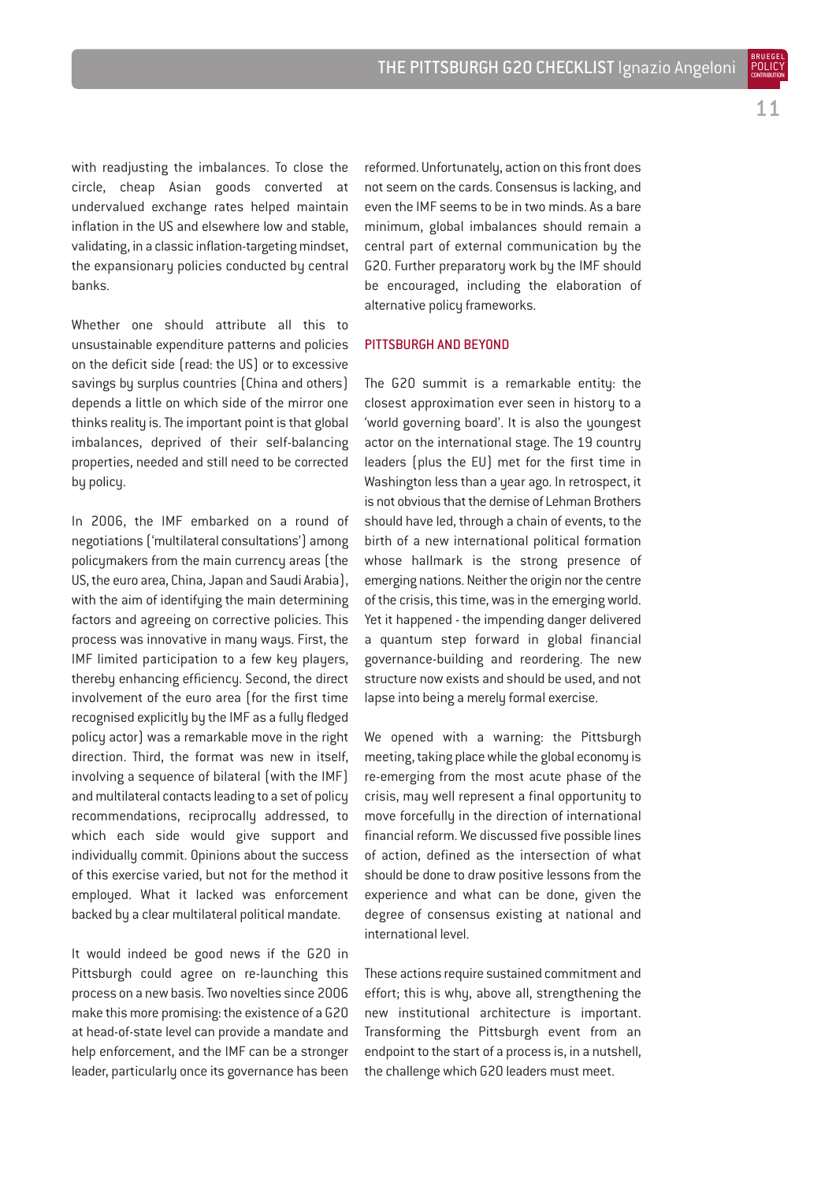with readjusting the imbalances. To close the circle, cheap Asian goods converted at undervalued exchange rates helped maintain inflation in the US and elsewhere low and stable, validating, in a classic inflation-targeting mindset, the expansionary policies conducted by central banks.

Whether one should attribute all this to unsustainable expenditure patterns and policies on the deficit side (read: the US) or to excessive savings by surplus countries (China and others) depends a little on which side of the mirror one thinks reality is. The important point is that global imbalances, deprived of their self-balancing properties, needed and still need to be corrected by policy.

In 2006, the IMF embarked on a round of negotiations ('multilateral consultations') among policymakers from the main currency areas (the US, the euro area, China, Japan and Saudi Arabia), with the aim of identifying the main determining factors and agreeing on corrective policies. This process was innovative in many ways. First, the IMF limited participation to a few key players, thereby enhancing efficiency. Second, the direct involvement of the euro area (for the first time recognised explicitly by the IMF as a fully fledged policy actor) was a remarkable move in the right direction. Third, the format was new in itself, involving a sequence of bilateral (with the IMF) and multilateral contacts leading to a set of policy recommendations, reciprocally addressed, to which each side would give support and individually commit. Opinions about the success of this exercise varied, but not for the method it employed. What it lacked was enforcement backed by a clear multilateral political mandate.

It would indeed be good news if the G20 in Pittsburgh could agree on re-launching this process on a new basis. Two novelties since 2006 make this more promising: the existence of a G20 at head-of-state level can provide a mandate and help enforcement, and the IMF can be a stronger leader, particularly once its governance has been reformed. Unfortunately, action on this front does not seem on the cards. Consensus is lacking, and even the IMF seems to be in two minds. As a bare minimum, global imbalances should remain a central part of external communication by the G20. Further preparatory work by the IMF should be encouraged, including the elaboration of alternative policy frameworks.

## PITTSBURGH AND BEYOND

The G20 summit is a remarkable entity: the closest approximation ever seen in history to a 'world governing board'. It is also the youngest actor on the international stage. The 19 country leaders (plus the EU) met for the first time in Washington less than a year ago. In retrospect, it is not obvious that the demise of Lehman Brothers should have led, through a chain of events, to the birth of a new international political formation whose hallmark is the strong presence of emerging nations. Neither the origin nor the centre of the crisis, this time, was in the emerging world. Yet it happened - the impending danger delivered a quantum step forward in global financial governance-building and reordering. The new structure now exists and should be used, and not lapse into being a merely formal exercise.

We opened with a warning: the Pittsburgh meeting, taking place while the global economy is re-emerging from the most acute phase of the crisis, may well represent a final opportunity to move forcefully in the direction of international financial reform. We discussed five possible lines of action, defined as the intersection of what should be done to draw positive lessons from the experience and what can be done, given the degree of consensus existing at national and international level.

These actions require sustained commitment and effort; this is why, above all, strengthening the new institutional architecture is important. Transforming the Pittsburgh event from an endpoint to the start of a process is, in a nutshell, the challenge which G20 leaders must meet.